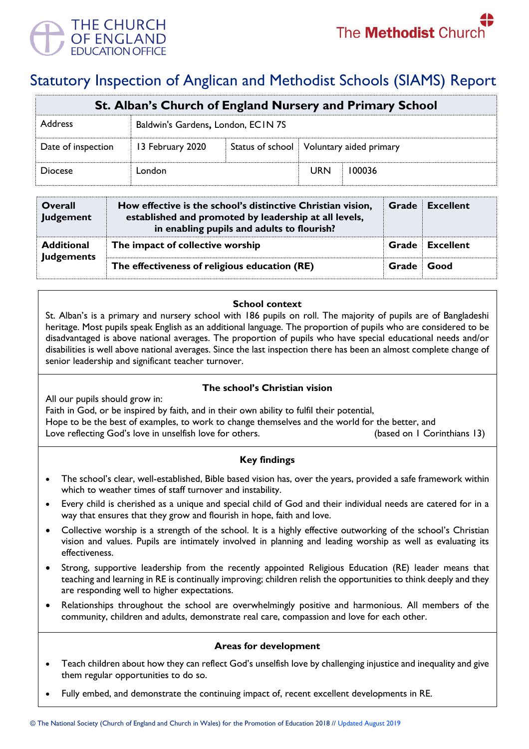# Statutory Inspection of Anglican and Methodist Schools (SIAMS) Report

| St. Alban's Church of England Nursery and Primary School | | | |
|---|---|---|---|
| Address | Baldwin's Gardens, London, EC1N 7S | | |
| Date of inspection | 13 February 2020 | Status of school | Voluntary aided primary |
| Diocese | London | URN | 100036 |

| | | | |
|---|---|---|---|
| **Overall Judgement** | **How effective is the school's distinctive Christian vision, established and promoted by leadership at all levels, in enabling pupils and adults to flourish?** | **Grade** | **Excellent** |
| **Additional Judgements** | **The impact of collective worship** | **Grade** | **Excellent** |
| | **The effectiveness of religious education (RE)** | **Grade** | **Good** |

## School context

St. Alban's is a primary and nursery school with 186 pupils on roll. The majority of pupils are of Bangladeshi heritage. Most pupils speak English as an additional language. The proportion of pupils who are considered to be disadvantaged is above national averages. The proportion of pupils who have special educational needs and/or disabilities is well above national averages. Since the last inspection there has been an almost complete change of senior leadership and significant teacher turnover.

## The school's Christian vision

All our pupils should grow in:
Faith in God, or be inspired by faith, and in their own ability to fulfil their potential,
Hope to be the best of examples, to work to change themselves and the world for the better, and
Love reflecting God's love in unselfish love for others. (based on 1 Corinthians 13)

## Key findings

- The school's clear, well-established, Bible based vision has, over the years, provided a safe framework within which to weather times of staff turnover and instability.
- Every child is cherished as a unique and special child of God and their individual needs are catered for in a way that ensures that they grow and flourish in hope, faith and love.
- Collective worship is a strength of the school. It is a highly effective outworking of the school's Christian vision and values. Pupils are intimately involved in planning and leading worship as well as evaluating its effectiveness.
- Strong, supportive leadership from the recently appointed Religious Education (RE) leader means that teaching and learning in RE is continually improving; children relish the opportunities to think deeply and they are responding well to higher expectations.
- Relationships throughout the school are overwhelmingly positive and harmonious. All members of the community, children and adults, demonstrate real care, compassion and love for each other.

## Areas for development

- Teach children about how they can reflect God's unselfish love by challenging injustice and inequality and give them regular opportunities to do so.
- Fully embed, and demonstrate the continuing impact of, recent excellent developments in RE.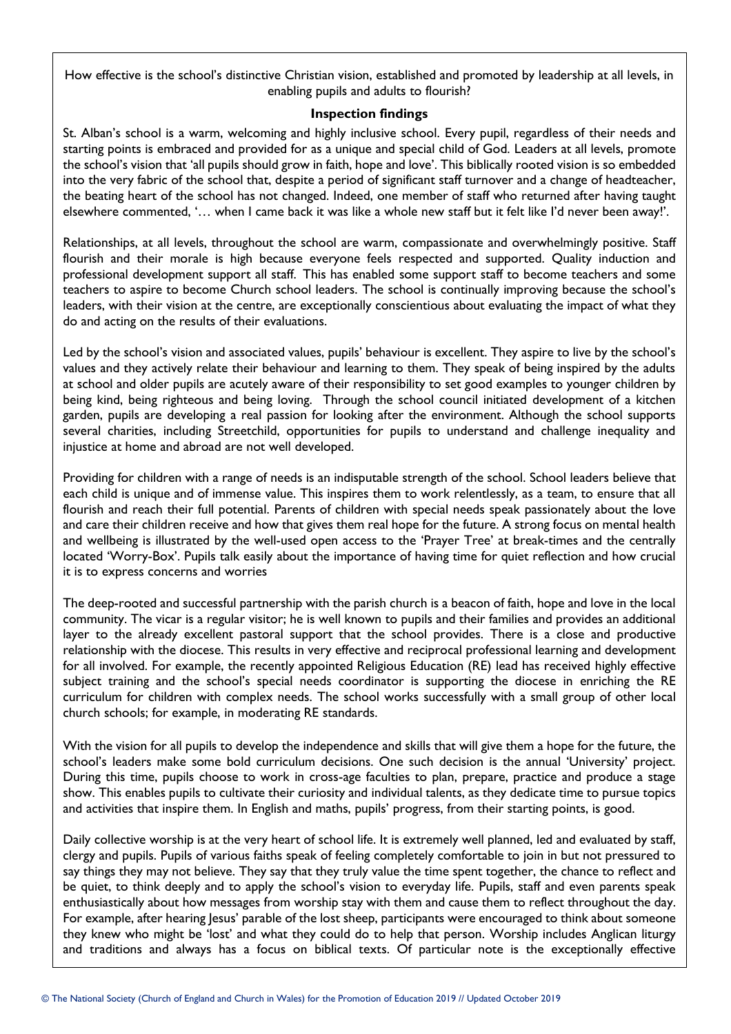How effective is the school's distinctive Christian vision, established and promoted by leadership at all levels, in enabling pupils and adults to flourish?

**Inspection findings**

St. Alban's school is a warm, welcoming and highly inclusive school. Every pupil, regardless of their needs and starting points is embraced and provided for as a unique and special child of God. Leaders at all levels, promote the school's vision that 'all pupils should grow in faith, hope and love'. This biblically rooted vision is so embedded into the very fabric of the school that, despite a period of significant staff turnover and a change of headteacher, the beating heart of the school has not changed. Indeed, one member of staff who returned after having taught elsewhere commented, '… when I came back it was like a whole new staff but it felt like I'd never been away!'.

Relationships, at all levels, throughout the school are warm, compassionate and overwhelmingly positive. Staff flourish and their morale is high because everyone feels respected and supported. Quality induction and professional development support all staff. This has enabled some support staff to become teachers and some teachers to aspire to become Church school leaders. The school is continually improving because the school's leaders, with their vision at the centre, are exceptionally conscientious about evaluating the impact of what they do and acting on the results of their evaluations.

Led by the school's vision and associated values, pupils' behaviour is excellent. They aspire to live by the school's values and they actively relate their behaviour and learning to them. They speak of being inspired by the adults at school and older pupils are acutely aware of their responsibility to set good examples to younger children by being kind, being righteous and being loving. Through the school council initiated development of a kitchen garden, pupils are developing a real passion for looking after the environment. Although the school supports several charities, including Streetchild, opportunities for pupils to understand and challenge inequality and injustice at home and abroad are not well developed.

Providing for children with a range of needs is an indisputable strength of the school. School leaders believe that each child is unique and of immense value. This inspires them to work relentlessly, as a team, to ensure that all flourish and reach their full potential. Parents of children with special needs speak passionately about the love and care their children receive and how that gives them real hope for the future. A strong focus on mental health and wellbeing is illustrated by the well-used open access to the 'Prayer Tree' at break-times and the centrally located 'Worry-Box'. Pupils talk easily about the importance of having time for quiet reflection and how crucial it is to express concerns and worries

The deep-rooted and successful partnership with the parish church is a beacon of faith, hope and love in the local community. The vicar is a regular visitor; he is well known to pupils and their families and provides an additional layer to the already excellent pastoral support that the school provides. There is a close and productive relationship with the diocese. This results in very effective and reciprocal professional learning and development for all involved. For example, the recently appointed Religious Education (RE) lead has received highly effective subject training and the school's special needs coordinator is supporting the diocese in enriching the RE curriculum for children with complex needs. The school works successfully with a small group of other local church schools; for example, in moderating RE standards.

With the vision for all pupils to develop the independence and skills that will give them a hope for the future, the school's leaders make some bold curriculum decisions. One such decision is the annual 'University' project. During this time, pupils choose to work in cross-age faculties to plan, prepare, practice and produce a stage show. This enables pupils to cultivate their curiosity and individual talents, as they dedicate time to pursue topics and activities that inspire them. In English and maths, pupils' progress, from their starting points, is good.

Daily collective worship is at the very heart of school life. It is extremely well planned, led and evaluated by staff, clergy and pupils. Pupils of various faiths speak of feeling completely comfortable to join in but not pressured to say things they may not believe. They say that they truly value the time spent together, the chance to reflect and be quiet, to think deeply and to apply the school's vision to everyday life. Pupils, staff and even parents speak enthusiastically about how messages from worship stay with them and cause them to reflect throughout the day. For example, after hearing Jesus' parable of the lost sheep, participants were encouraged to think about someone they knew who might be 'lost' and what they could do to help that person. Worship includes Anglican liturgy and traditions and always has a focus on biblical texts. Of particular note is the exceptionally effective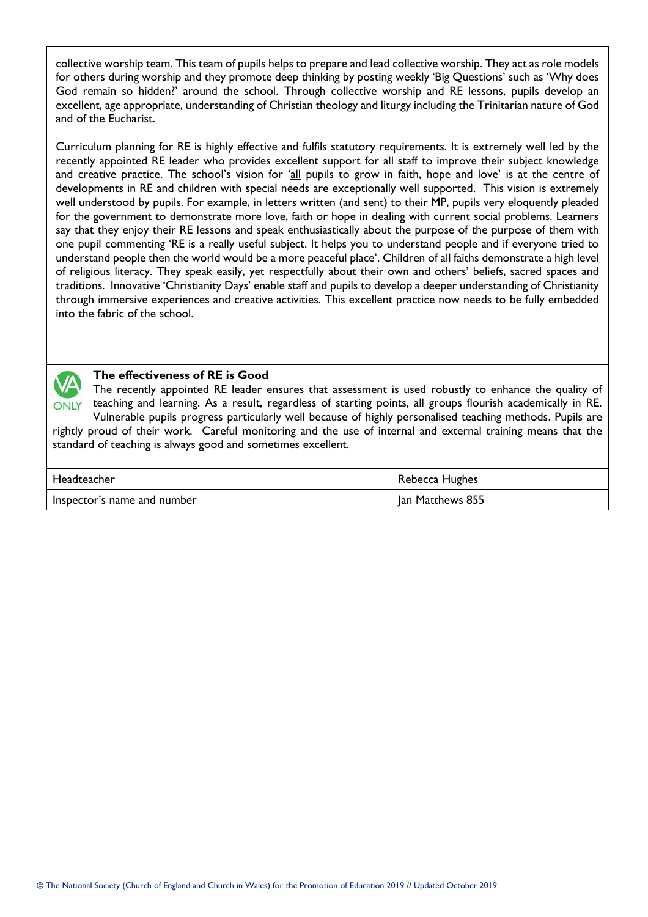collective worship team. This team of pupils helps to prepare and lead collective worship. They act as role models for others during worship and they promote deep thinking by posting weekly 'Big Questions' such as 'Why does God remain so hidden?' around the school. Through collective worship and RE lessons, pupils develop an excellent, age appropriate, understanding of Christian theology and liturgy including the Trinitarian nature of God and of the Eucharist.

Curriculum planning for RE is highly effective and fulfils statutory requirements. It is extremely well led by the recently appointed RE leader who provides excellent support for all staff to improve their subject knowledge and creative practice. The school's vision for 'all pupils to grow in faith, hope and love' is at the centre of developments in RE and children with special needs are exceptionally well supported. This vision is extremely well understood by pupils. For example, in letters written (and sent) to their MP, pupils very eloquently pleaded for the government to demonstrate more love, faith or hope in dealing with current social problems. Learners say that they enjoy their RE lessons and speak enthusiastically about the purpose of the purpose of them with one pupil commenting 'RE is a really useful subject. It helps you to understand people and if everyone tried to understand people then the world would be a more peaceful place'. Children of all faiths demonstrate a high level of religious literacy. They speak easily, yet respectfully about their own and others' beliefs, sacred spaces and traditions. Innovative 'Christianity Days' enable staff and pupils to develop a deeper understanding of Christianity through immersive experiences and creative activities. This excellent practice now needs to be fully embedded into the fabric of the school.

VA ONLY

**The effectiveness of RE is Good**

The recently appointed RE leader ensures that assessment is used robustly to enhance the quality of teaching and learning. As a result, regardless of starting points, all groups flourish academically in RE. Vulnerable pupils progress particularly well because of highly personalised teaching methods. Pupils are rightly proud of their work. Careful monitoring and the use of internal and external training means that the standard of teaching is always good and sometimes excellent.

| | |
|---|---|
| Headteacher | Rebecca Hughes |
| Inspector's name and number | Jan Matthews 855 |

© The National Society (Church of England and Church in Wales) for the Promotion of Education 2019 // Updated October 2019